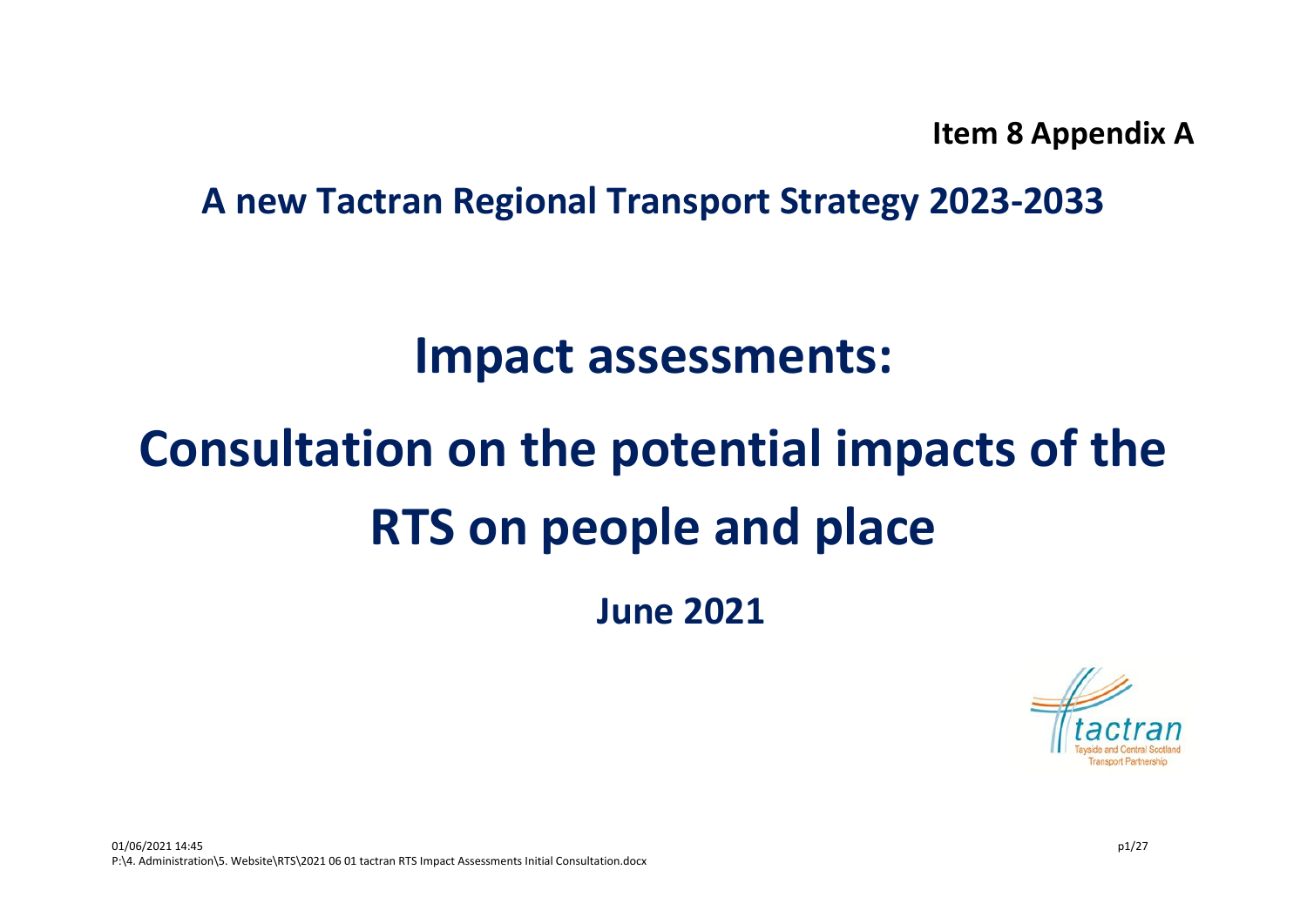**Item 8 Appendix A**

## A new Tactran Regional Transport Strategy 2023-2033

# Impact assessments:

# Consultation on the potential impacts of the RTS on people and place

**June 2021**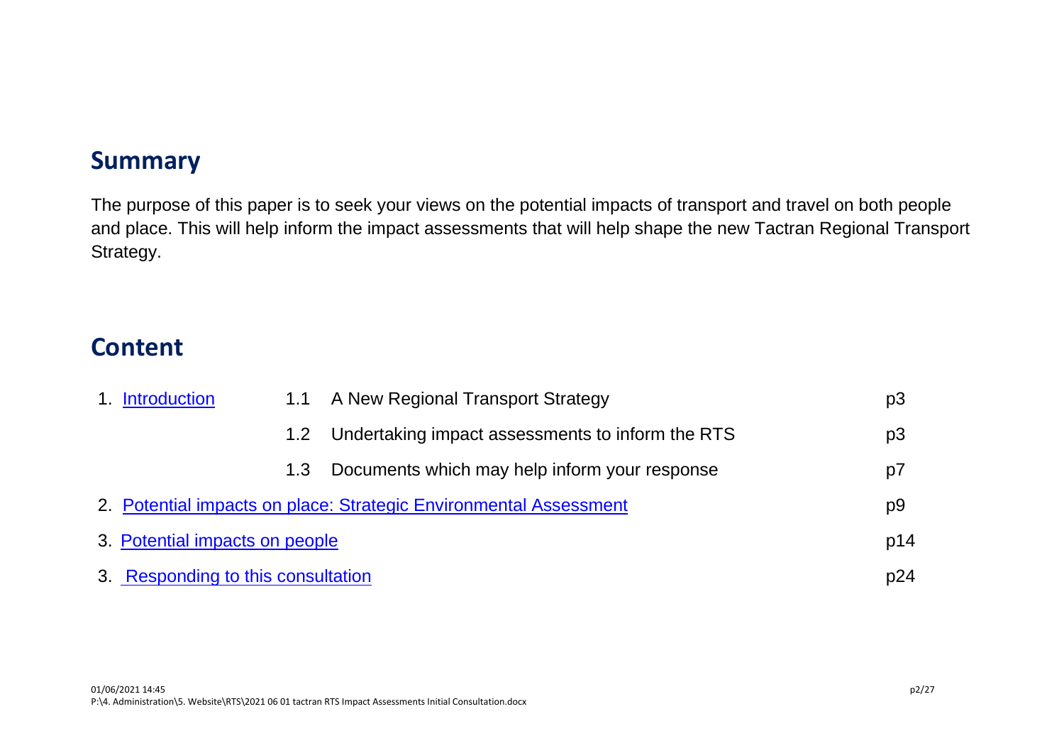## Summary

The purpose of this paper is to seek your views on the potential impacts of transport and travel on both people and place. This will help inform the impact assessments that will help shape the new Tactran Regional Transport Strategy.

## Content

| | | | |
|---|---|---|---|
| 1. Introduction | 1.1 | A New Regional Transport Strategy | p3 |
| | 1.2 | Undertaking impact assessments to inform the RTS | p3 |
| | 1.3 | Documents which may help inform your response | p7 |
| 2. Potential impacts on place: Strategic Environmental Assessment | | | p9 |
| 3. Potential impacts on people | | | p14 |
| 3. Responding to this consultation | | | p24 |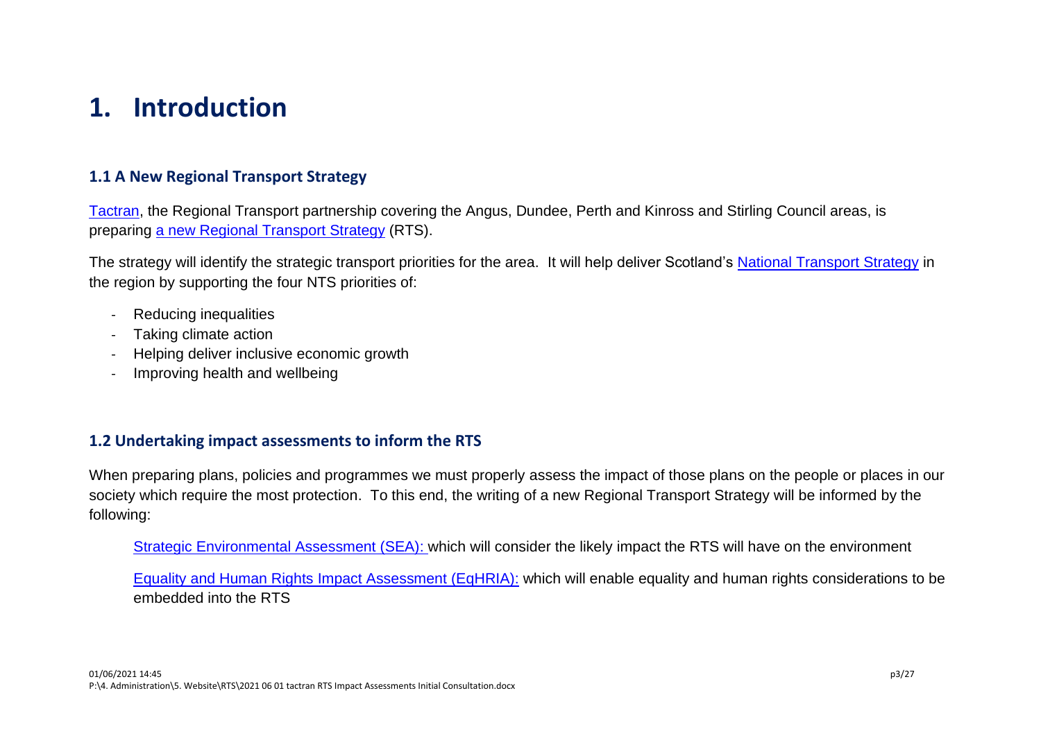# 1. Introduction

## 1.1 A New Regional Transport Strategy

Tactran, the Regional Transport partnership covering the Angus, Dundee, Perth and Kinross and Stirling Council areas, is preparing a new Regional Transport Strategy (RTS).

The strategy will identify the strategic transport priorities for the area. It will help deliver Scotland's National Transport Strategy in the region by supporting the four NTS priorities of:

- Reducing inequalities
- Taking climate action
- Helping deliver inclusive economic growth
- Improving health and wellbeing

## 1.2 Undertaking impact assessments to inform the RTS

When preparing plans, policies and programmes we must properly assess the impact of those plans on the people or places in our society which require the most protection. To this end, the writing of a new Regional Transport Strategy will be informed by the following:

Strategic Environmental Assessment (SEA): which will consider the likely impact the RTS will have on the environment

Equality and Human Rights Impact Assessment (EqHRIA): which will enable equality and human rights considerations to be embedded into the RTS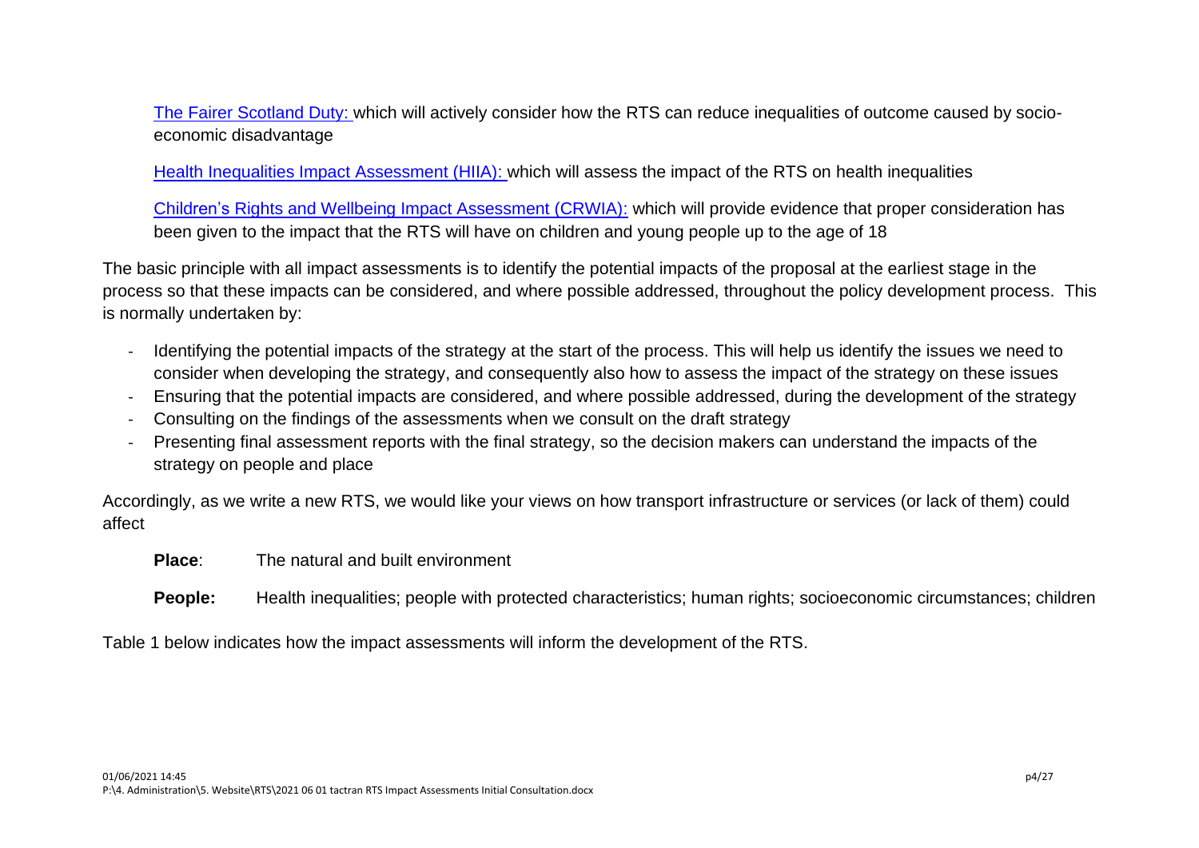[The Fairer Scotland Duty:](#) which will actively consider how the RTS can reduce inequalities of outcome caused by socio-economic disadvantage

[Health Inequalities Impact Assessment (HIIA):](#) which will assess the impact of the RTS on health inequalities

[Children's Rights and Wellbeing Impact Assessment (CRWIA):](#) which will provide evidence that proper consideration has been given to the impact that the RTS will have on children and young people up to the age of 18

The basic principle with all impact assessments is to identify the potential impacts of the proposal at the earliest stage in the process so that these impacts can be considered, and where possible addressed, throughout the policy development process. This is normally undertaken by:

- Identifying the potential impacts of the strategy at the start of the process. This will help us identify the issues we need to consider when developing the strategy, and consequently also how to assess the impact of the strategy on these issues
- Ensuring that the potential impacts are considered, and where possible addressed, during the development of the strategy
- Consulting on the findings of the assessments when we consult on the draft strategy
- Presenting final assessment reports with the final strategy, so the decision makers can understand the impacts of the strategy on people and place

Accordingly, as we write a new RTS, we would like your views on how transport infrastructure or services (or lack of them) could affect

**Place**: The natural and built environment

**People:** Health inequalities; people with protected characteristics; human rights; socioeconomic circumstances; children

Table 1 below indicates how the impact assessments will inform the development of the RTS.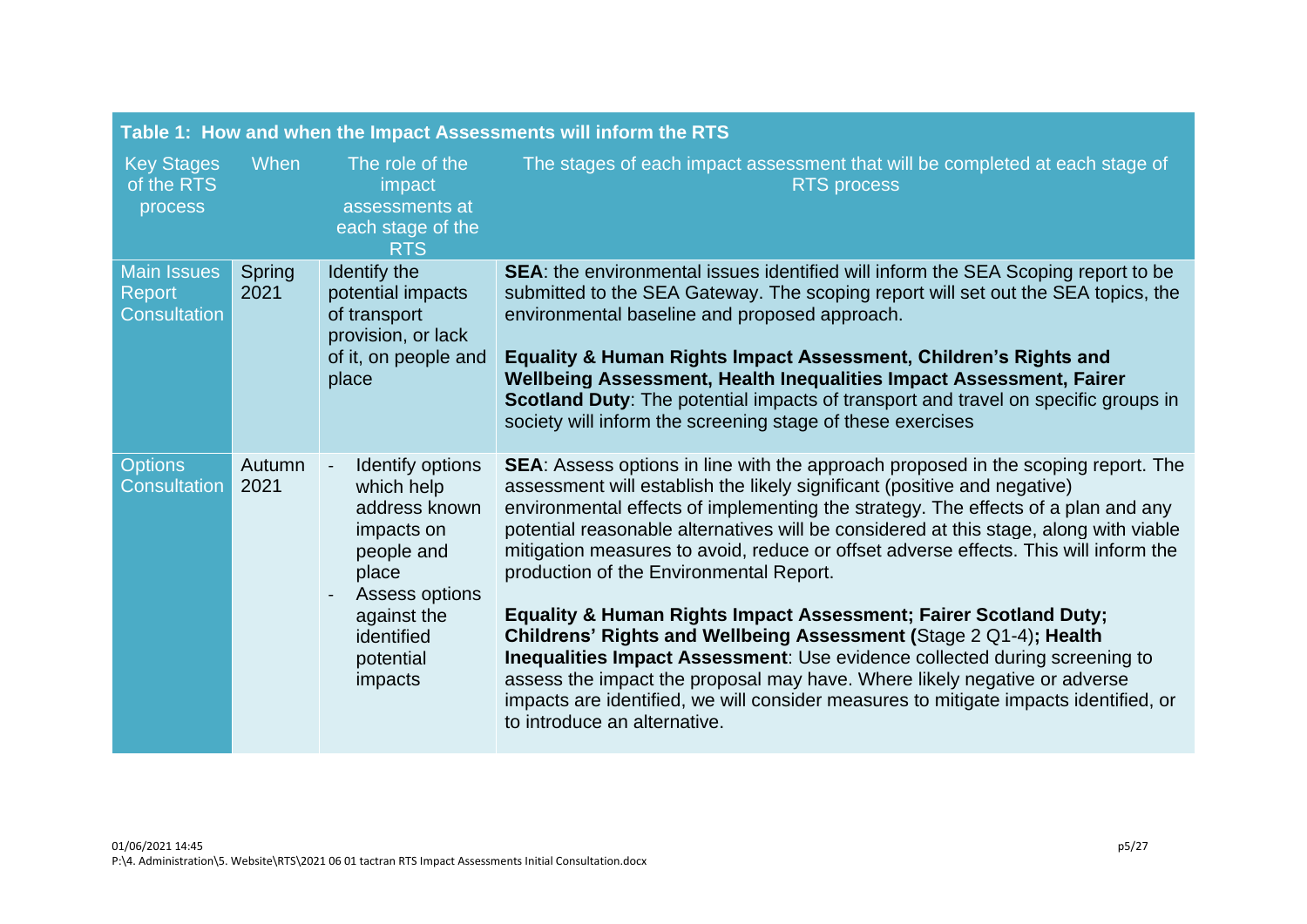**Table 1: How and when the Impact Assessments will inform the RTS**

| Key Stages of the RTS process | When | The role of the impact assessments at each stage of the RTS | The stages of each impact assessment that will be completed at each stage of RTS process |
|---|---|---|---|
| Main Issues Report Consultation | Spring 2021 | Identify the potential impacts of transport provision, or lack of it, on people and place | **SEA**: the environmental issues identified will inform the SEA Scoping report to be submitted to the SEA Gateway. The scoping report will set out the SEA topics, the environmental baseline and proposed approach.<br><br>**Equality & Human Rights Impact Assessment, Children's Rights and Wellbeing Assessment, Health Inequalities Impact Assessment, Fairer Scotland Duty**: The potential impacts of transport and travel on specific groups in society will inform the screening stage of these exercises |
| Options Consultation | Autumn 2021 | - Identify options which help address known impacts on people and place<br>- Assess options against the identified potential impacts | **SEA**: Assess options in line with the approach proposed in the scoping report. The assessment will establish the likely significant (positive and negative) environmental effects of implementing the strategy. The effects of a plan and any potential reasonable alternatives will be considered at this stage, along with viable mitigation measures to avoid, reduce or offset adverse effects. This will inform the production of the Environmental Report.<br><br>**Equality & Human Rights Impact Assessment; Fairer Scotland Duty; Childrens' Rights and Wellbeing Assessment (**Stage 2 Q1-4)**; Health Inequalities Impact Assessment**: Use evidence collected during screening to assess the impact the proposal may have. Where likely negative or adverse impacts are identified, we will consider measures to mitigate impacts identified, or to introduce an alternative. |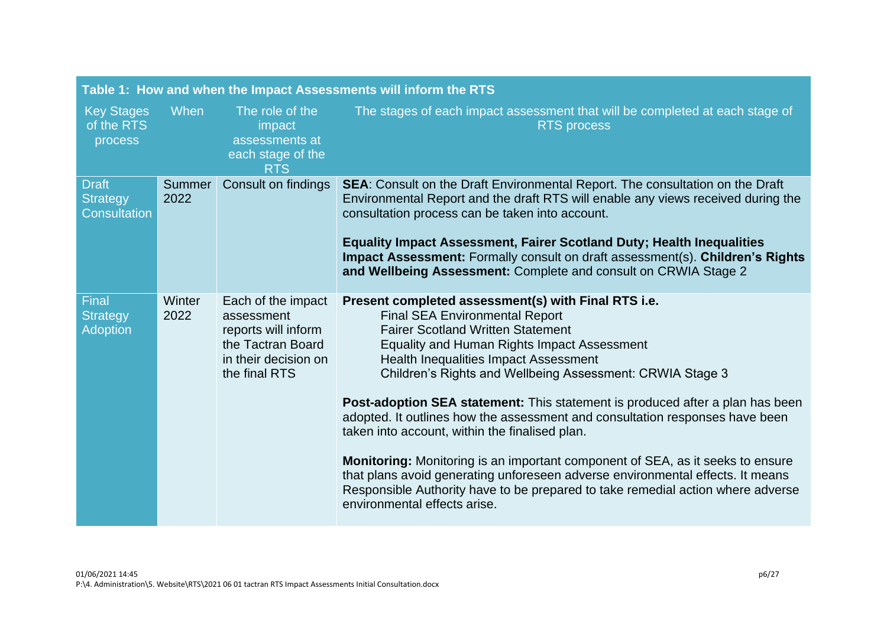**Table 1: How and when the Impact Assessments will inform the RTS**

| Key Stages of the RTS process | When | The role of the impact assessments at each stage of the RTS | The stages of each impact assessment that will be completed at each stage of RTS process |
|---|---|---|---|
| Draft Strategy Consultation | Summer 2022 | Consult on findings | **SEA**: Consult on the Draft Environmental Report. The consultation on the Draft Environmental Report and the draft RTS will enable any views received during the consultation process can be taken into account.<br><br>**Equality Impact Assessment, Fairer Scotland Duty; Health Inequalities Impact Assessment:** Formally consult on draft assessment(s). **Children's Rights and Wellbeing Assessment:** Complete and consult on CRWIA Stage 2 |
| Final Strategy Adoption | Winter 2022 | Each of the impact assessment reports will inform the Tactran Board in their decision on the final RTS | **Present completed assessment(s) with Final RTS i.e.**<br>Final SEA Environmental Report<br>Fairer Scotland Written Statement<br>Equality and Human Rights Impact Assessment<br>Health Inequalities Impact Assessment<br>Children's Rights and Wellbeing Assessment: CRWIA Stage 3<br><br>**Post-adoption SEA statement:** This statement is produced after a plan has been adopted. It outlines how the assessment and consultation responses have been taken into account, within the finalised plan.<br><br>**Monitoring:** Monitoring is an important component of SEA, as it seeks to ensure that plans avoid generating unforeseen adverse environmental effects. It means Responsible Authority have to be prepared to take remedial action where adverse environmental effects arise. |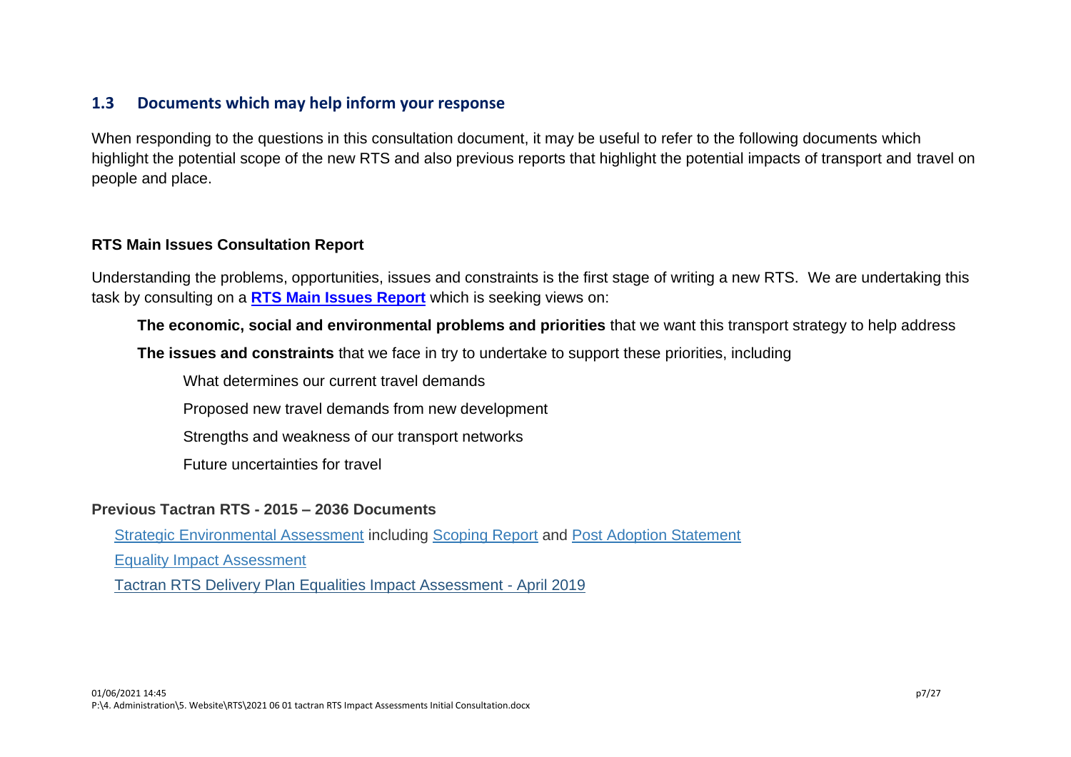## 1.3 Documents which may help inform your response

When responding to the questions in this consultation document, it may be useful to refer to the following documents which highlight the potential scope of the new RTS and also previous reports that highlight the potential impacts of transport and travel on people and place.

**RTS Main Issues Consultation Report**

Understanding the problems, opportunities, issues and constraints is the first stage of writing a new RTS. We are undertaking this task by consulting on a **RTS Main Issues Report** which is seeking views on:

**The economic, social and environmental problems and priorities** that we want this transport strategy to help address

**The issues and constraints** that we face in try to undertake to support these priorities, including

What determines our current travel demands

Proposed new travel demands from new development

Strengths and weakness of our transport networks

Future uncertainties for travel

**Previous Tactran RTS - 2015 – 2036 Documents**

Strategic Environmental Assessment including Scoping Report and Post Adoption Statement

Equality Impact Assessment

Tactran RTS Delivery Plan Equalities Impact Assessment - April 2019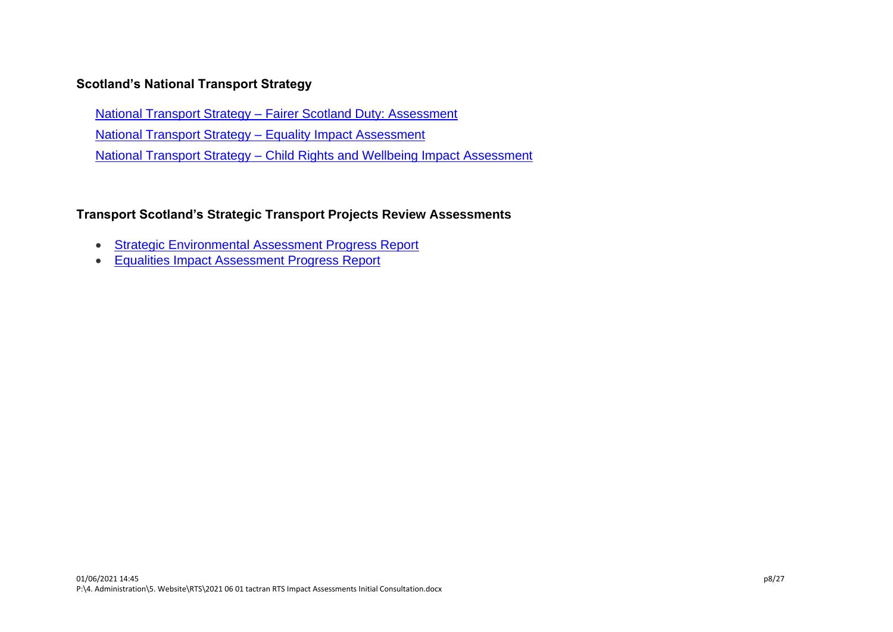### Scotland's National Transport Strategy

National Transport Strategy – Fairer Scotland Duty: Assessment

National Transport Strategy – Equality Impact Assessment

National Transport Strategy – Child Rights and Wellbeing Impact Assessment

### Transport Scotland's Strategic Transport Projects Review Assessments

- Strategic Environmental Assessment Progress Report
- Equalities Impact Assessment Progress Report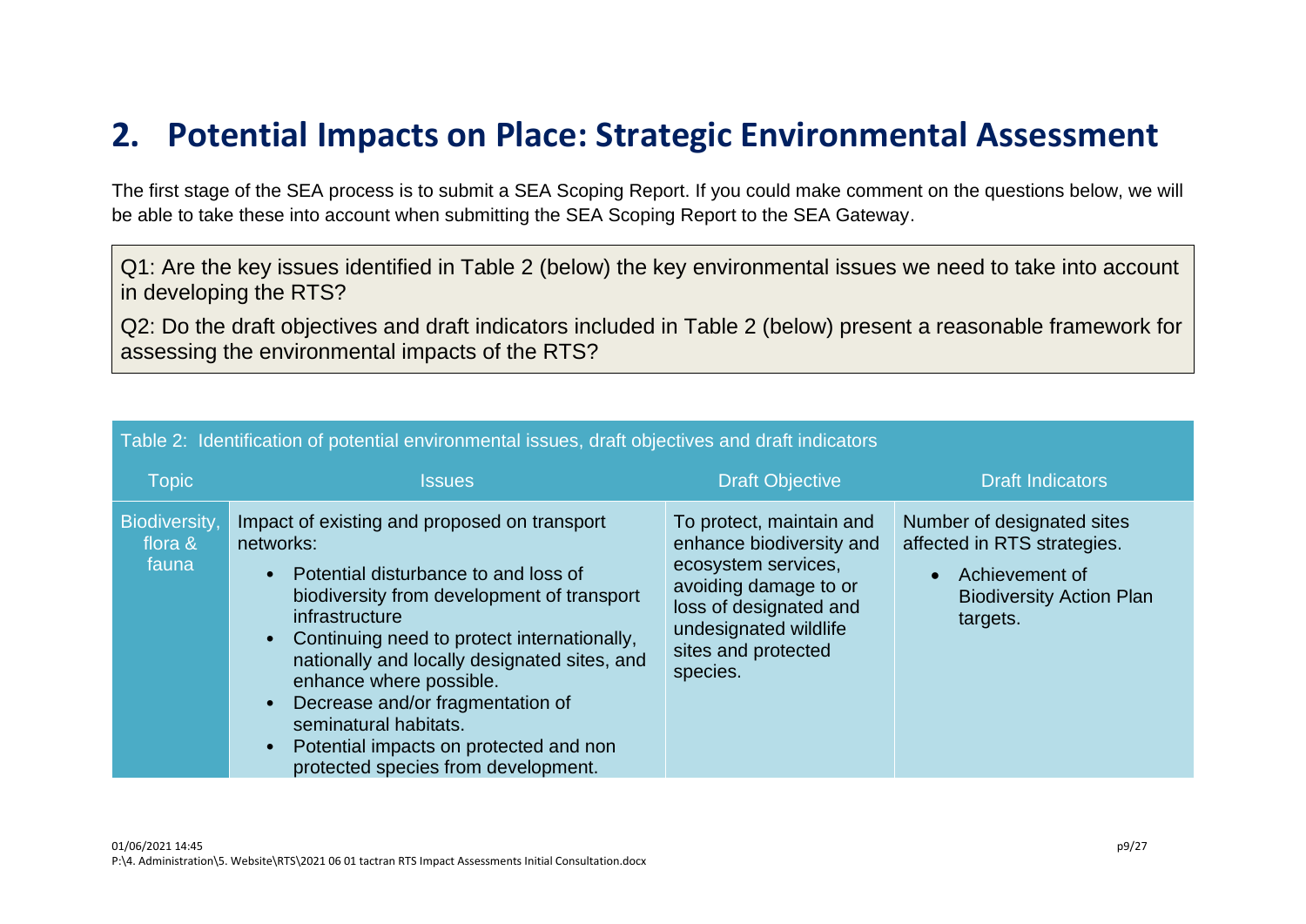## 2. Potential Impacts on Place: Strategic Environmental Assessment

The first stage of the SEA process is to submit a SEA Scoping Report. If you could make comment on the questions below, we will be able to take these into account when submitting the SEA Scoping Report to the SEA Gateway.

Q1: Are the key issues identified in Table 2 (below) the key environmental issues we need to take into account in developing the RTS?

Q2: Do the draft objectives and draft indicators included in Table 2 (below) present a reasonable framework for assessing the environmental impacts of the RTS?

Table 2: Identification of potential environmental issues, draft objectives and draft indicators

| Topic | Issues | Draft Objective | Draft Indicators |
| --- | --- | --- | --- |
| Biodiversity, flora & fauna | Impact of existing and proposed on transport networks:<br>• Potential disturbance to and loss of biodiversity from development of transport infrastructure<br>• Continuing need to protect internationally, nationally and locally designated sites, and enhance where possible.<br>• Decrease and/or fragmentation of seminatural habitats.<br>• Potential impacts on protected and non protected species from development. | To protect, maintain and enhance biodiversity and ecosystem services, avoiding damage to or loss of designated and undesignated wildlife sites and protected species. | Number of designated sites affected in RTS strategies.<br>• Achievement of Biodiversity Action Plan targets. |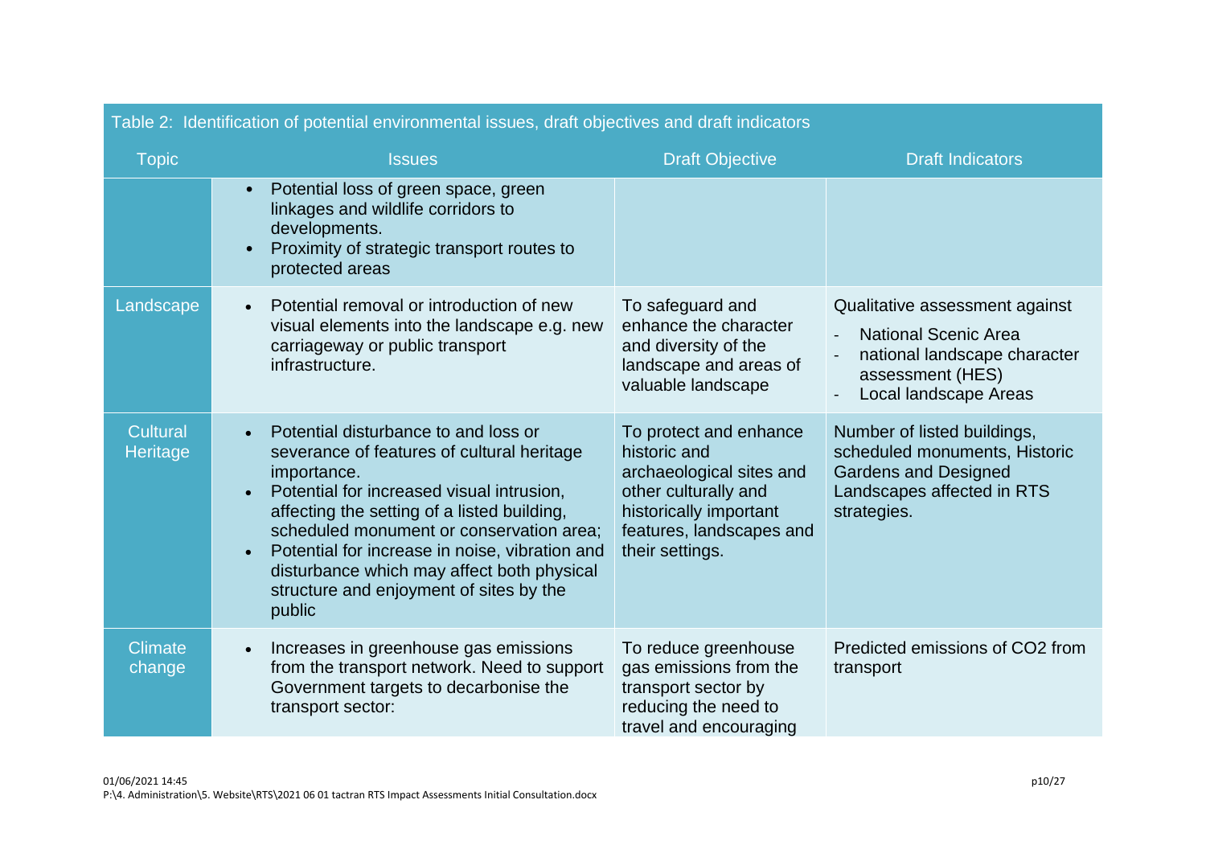Table 2: Identification of potential environmental issues, draft objectives and draft indicators

| Topic | Issues | Draft Objective | Draft Indicators |
|---|---|---|---|
| | • Potential loss of green space, green linkages and wildlife corridors to developments.<br>• Proximity of strategic transport routes to protected areas | | |
| Landscape | • Potential removal or introduction of new visual elements into the landscape e.g. new carriageway or public transport infrastructure. | To safeguard and enhance the character and diversity of the landscape and areas of valuable landscape | Qualitative assessment against<br>- National Scenic Area<br>- national landscape character assessment (HES)<br>- Local landscape Areas |
| Cultural Heritage | • Potential disturbance to and loss or severance of features of cultural heritage importance.<br>• Potential for increased visual intrusion, affecting the setting of a listed building, scheduled monument or conservation area;<br>• Potential for increase in noise, vibration and disturbance which may affect both physical structure and enjoyment of sites by the public | To protect and enhance historic and archaeological sites and other culturally and historically important features, landscapes and their settings. | Number of listed buildings, scheduled monuments, Historic Gardens and Designed Landscapes affected in RTS strategies. |
| Climate change | • Increases in greenhouse gas emissions from the transport network. Need to support Government targets to decarbonise the transport sector: | To reduce greenhouse gas emissions from the transport sector by reducing the need to travel and encouraging | Predicted emissions of $CO_2$ from transport |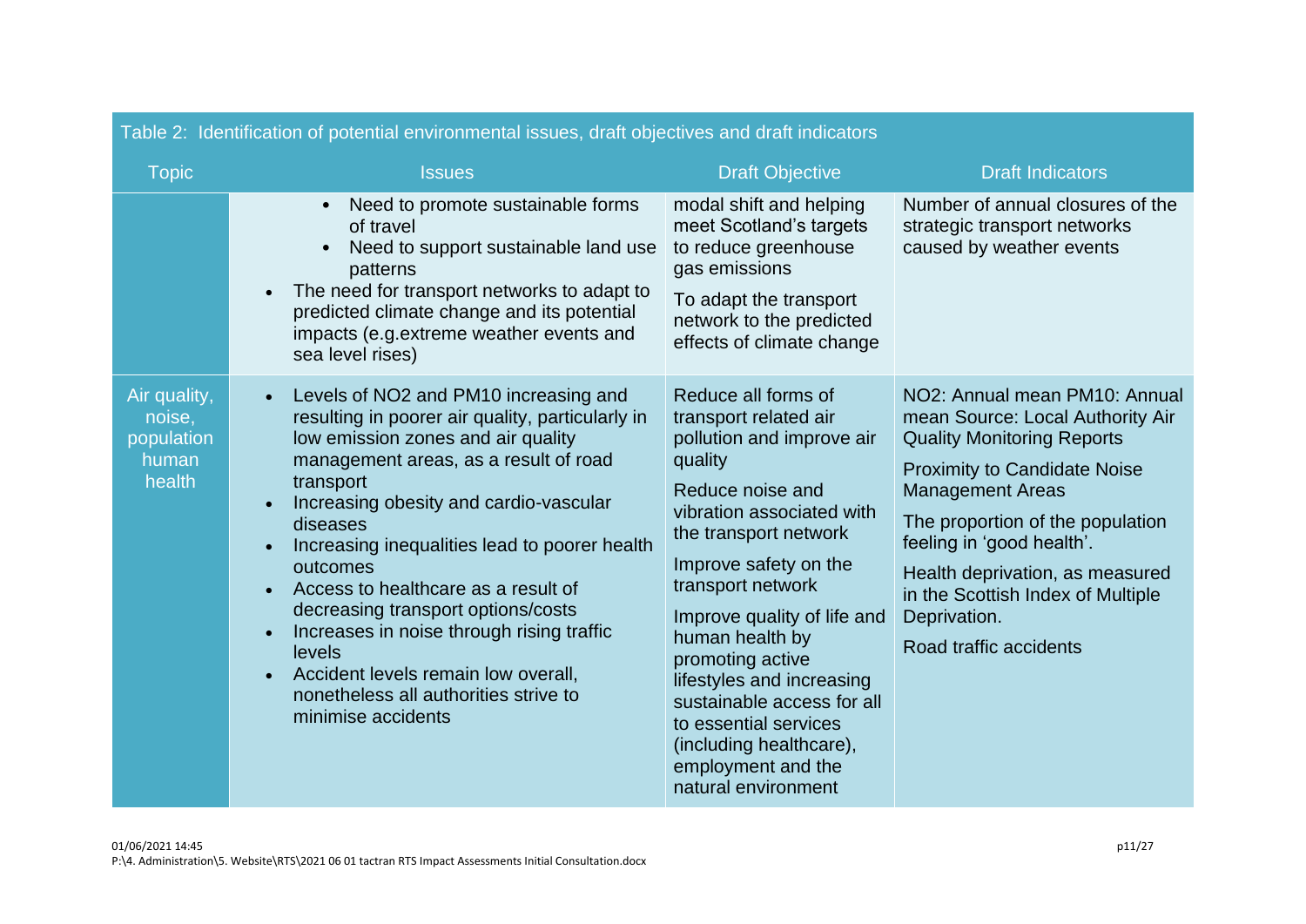| Table 2: Identification of potential environmental issues, draft objectives and draft indicators | | | |
|---|---|---|---|
| Topic | Issues | Draft Objective | Draft Indicators |
| | • Need to promote sustainable forms of travel<br>• Need to support sustainable land use patterns<br>• The need for transport networks to adapt to predicted climate change and its potential impacts (e.g.extreme weather events and sea level rises) | modal shift and helping meet Scotland's targets to reduce greenhouse gas emissions<br>To adapt the transport network to the predicted effects of climate change | Number of annual closures of the strategic transport networks caused by weather events |
| Air quality, noise, population human health | • Levels of $NO_2$ and $PM_{10}$ increasing and resulting in poorer air quality, particularly in low emission zones and air quality management areas, as a result of road transport<br>• Increasing obesity and cardio-vascular diseases<br>• Increasing inequalities lead to poorer health outcomes<br>• Access to healthcare as a result of decreasing transport options/costs<br>• Increases in noise through rising traffic levels<br>• Accident levels remain low overall, nonetheless all authorities strive to minimise accidents | Reduce all forms of transport related air pollution and improve air quality<br>Reduce noise and vibration associated with the transport network<br>Improve safety on the transport network<br>Improve quality of life and human health by promoting active lifestyles and increasing sustainable access for all to essential services (including healthcare), employment and the natural environment | $NO_2$: Annual mean $PM_{10}$: Annual mean Source: Local Authority Air Quality Monitoring Reports<br>Proximity to Candidate Noise Management Areas<br>The proportion of the population feeling in 'good health'.<br>Health deprivation, as measured in the Scottish Index of Multiple Deprivation.<br>Road traffic accidents |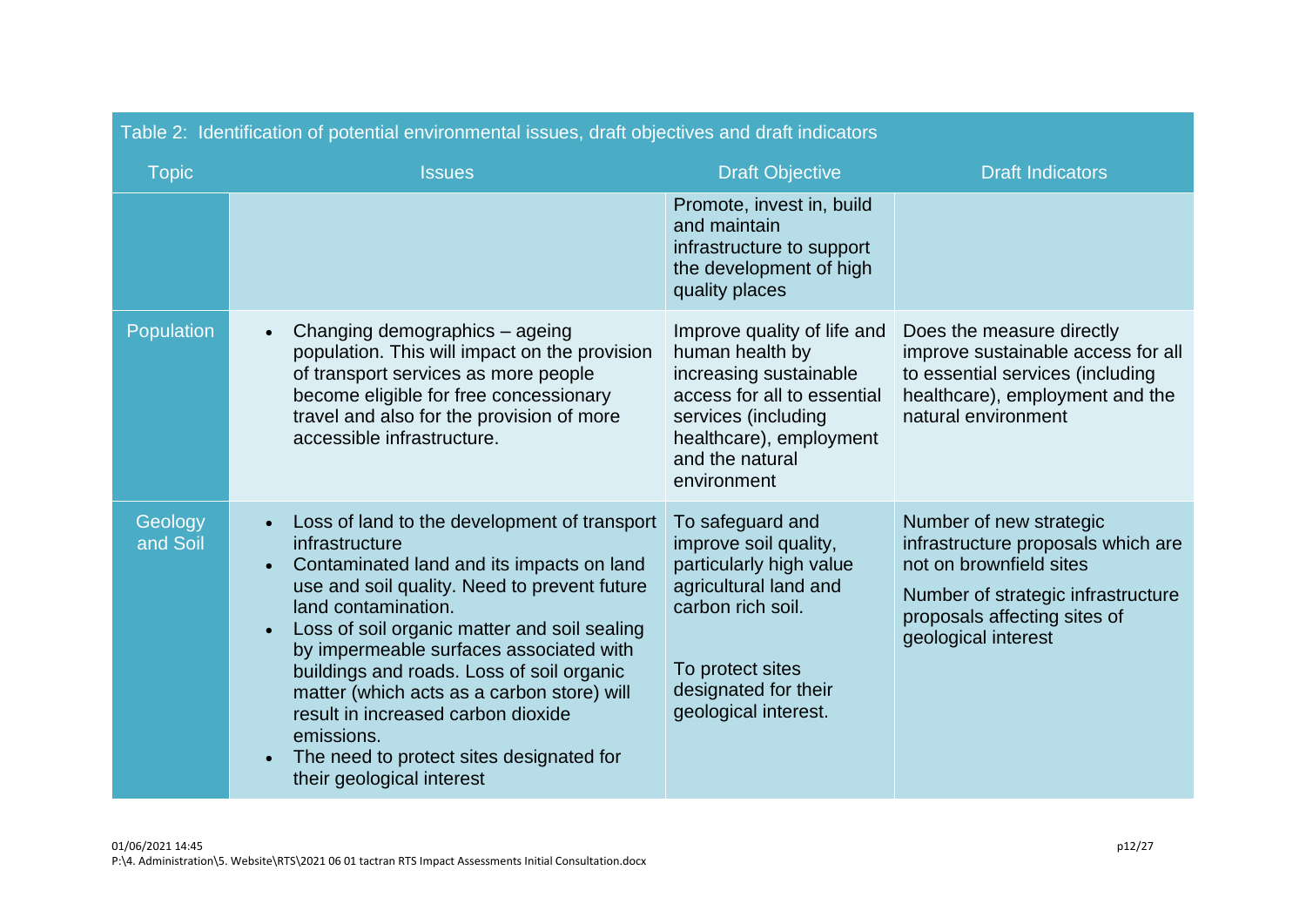Table 2: Identification of potential environmental issues, draft objectives and draft indicators

| Topic | Issues | Draft Objective | Draft Indicators |
| --- | --- | --- | --- |
| | | Promote, invest in, build and maintain infrastructure to support the development of high quality places | |
| Population | • Changing demographics – ageing population. This will impact on the provision of transport services as more people become eligible for free concessionary travel and also for the provision of more accessible infrastructure. | Improve quality of life and human health by increasing sustainable access for all to essential services (including healthcare), employment and the natural environment | Does the measure directly improve sustainable access for all to essential services (including healthcare), employment and the natural environment |
| Geology and Soil | • Loss of land to the development of transport infrastructure<br>• Contaminated land and its impacts on land use and soil quality. Need to prevent future land contamination.<br>• Loss of soil organic matter and soil sealing by impermeable surfaces associated with buildings and roads. Loss of soil organic matter (which acts as a carbon store) will result in increased carbon dioxide emissions.<br>• The need to protect sites designated for their geological interest | To safeguard and improve soil quality, particularly high value agricultural land and carbon rich soil.<br><br>To protect sites designated for their geological interest. | Number of new strategic infrastructure proposals which are not on brownfield sites<br><br>Number of strategic infrastructure proposals affecting sites of geological interest |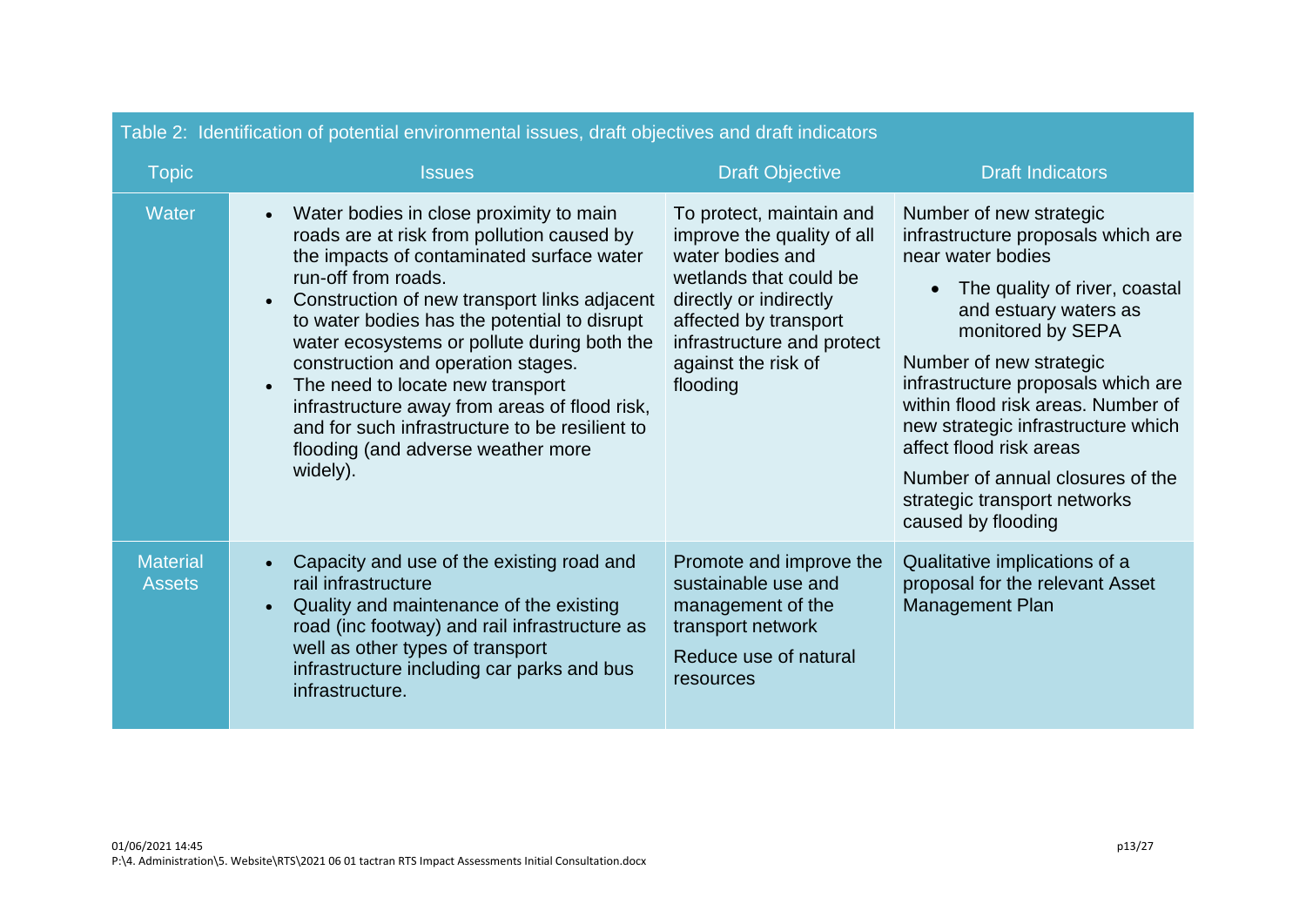Table 2: Identification of potential environmental issues, draft objectives and draft indicators

| Topic | Issues | Draft Objective | Draft Indicators |
|---|---|---|---|
| Water | • Water bodies in close proximity to main roads are at risk from pollution caused by the impacts of contaminated surface water run-off from roads.<br>• Construction of new transport links adjacent to water bodies has the potential to disrupt water ecosystems or pollute during both the construction and operation stages.<br>• The need to locate new transport infrastructure away from areas of flood risk, and for such infrastructure to be resilient to flooding (and adverse weather more widely). | To protect, maintain and improve the quality of all water bodies and wetlands that could be directly or indirectly affected by transport infrastructure and protect against the risk of flooding | Number of new strategic infrastructure proposals which are near water bodies<br>• The quality of river, coastal and estuary waters as monitored by SEPA<br>Number of new strategic infrastructure proposals which are within flood risk areas. Number of new strategic infrastructure which affect flood risk areas<br>Number of annual closures of the strategic transport networks caused by flooding |
| Material Assets | • Capacity and use of the existing road and rail infrastructure<br>• Quality and maintenance of the existing road (inc footway) and rail infrastructure as well as other types of transport infrastructure including car parks and bus infrastructure. | Promote and improve the sustainable use and management of the transport network<br>Reduce use of natural resources | Qualitative implications of a proposal for the relevant Asset Management Plan |

01/06/2021 14:45
P:\4. Administration\5. Website\RTS\2021 06 01 tactran RTS Impact Assessments Initial Consultation.docx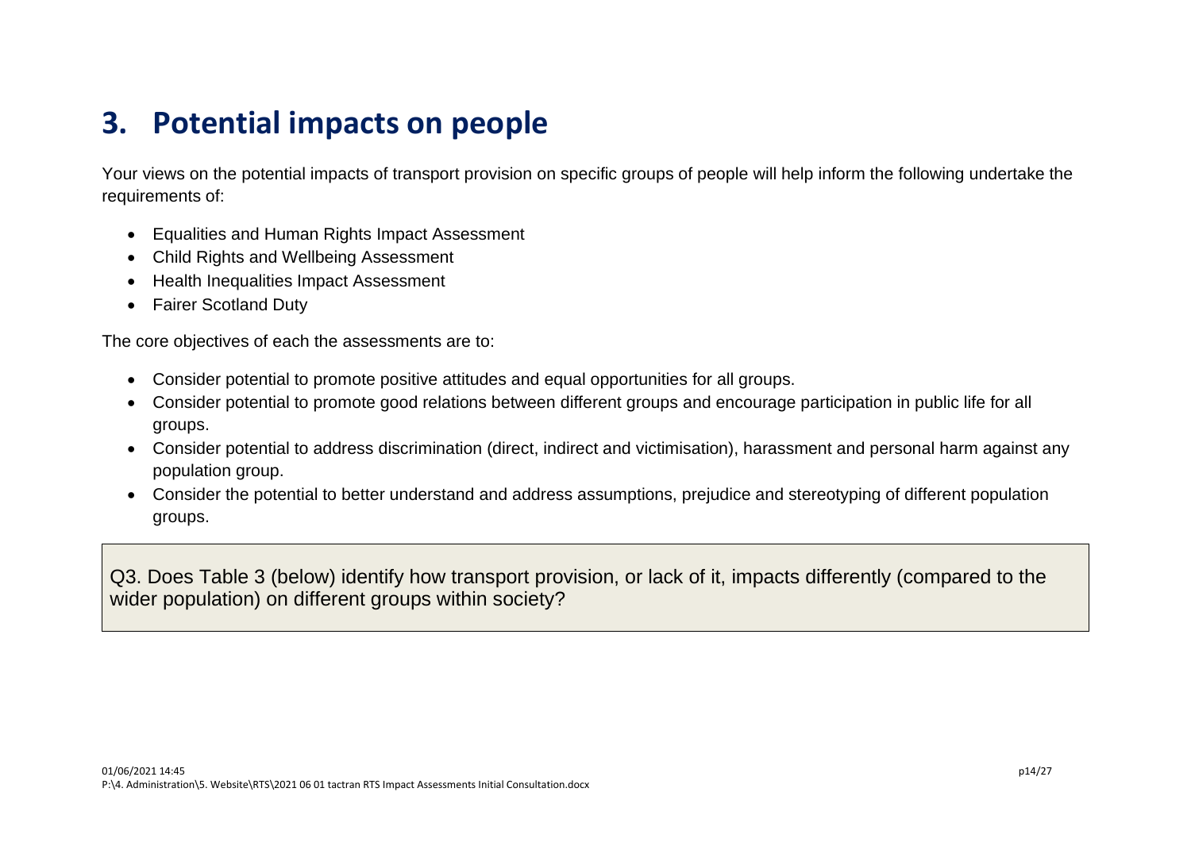# 3. Potential impacts on people

Your views on the potential impacts of transport provision on specific groups of people will help inform the following undertake the requirements of:

- Equalities and Human Rights Impact Assessment
- Child Rights and Wellbeing Assessment
- Health Inequalities Impact Assessment
- Fairer Scotland Duty

The core objectives of each the assessments are to:

- Consider potential to promote positive attitudes and equal opportunities for all groups.
- Consider potential to promote good relations between different groups and encourage participation in public life for all groups.
- Consider potential to address discrimination (direct, indirect and victimisation), harassment and personal harm against any population group.
- Consider the potential to better understand and address assumptions, prejudice and stereotyping of different population groups.

Q3. Does Table 3 (below) identify how transport provision, or lack of it, impacts differently (compared to the wider population) on different groups within society?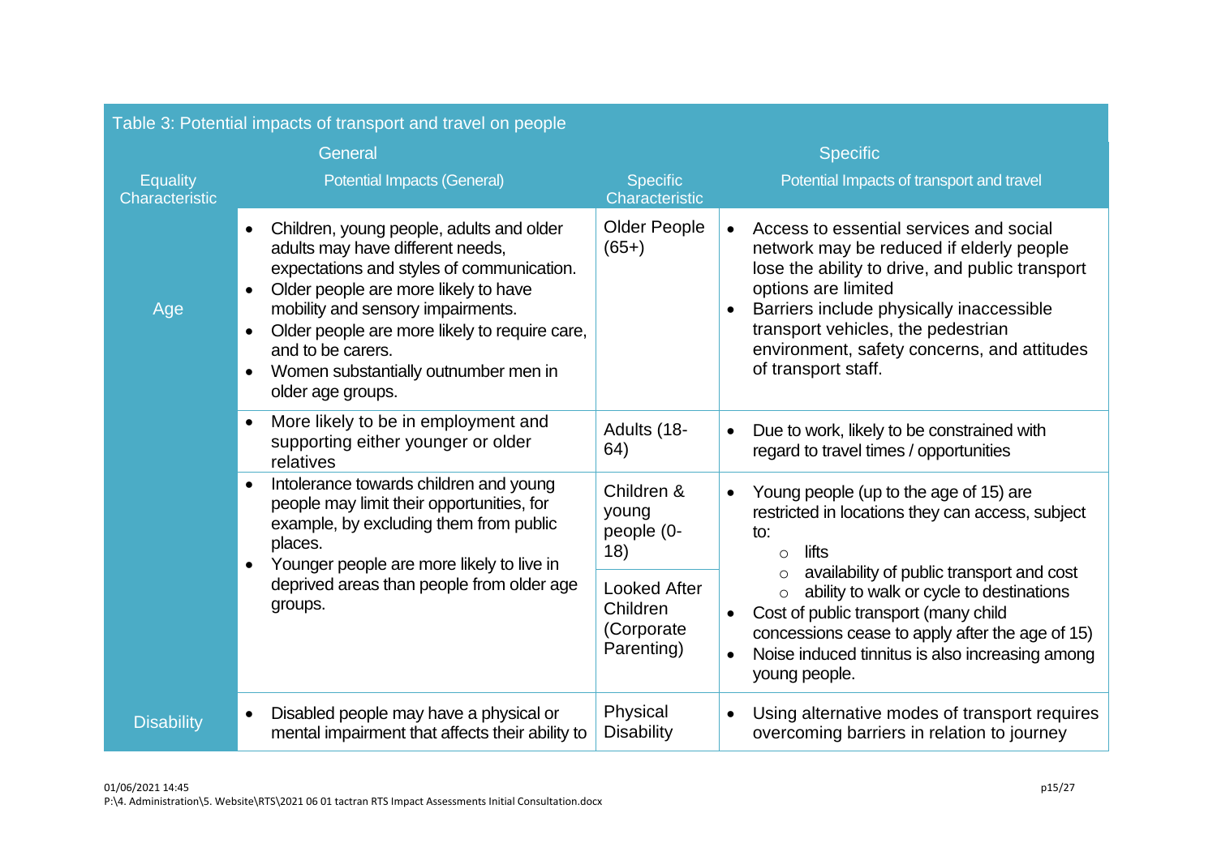Table 3: Potential impacts of transport and travel on people

| General | | Specific | |
|---|---|---|---|
| Equality Characteristic | Potential Impacts (General) | Specific Characteristic | Potential Impacts of transport and travel |
| Age | • Children, young people, adults and older adults may have different needs, expectations and styles of communication.<br>• Older people are more likely to have mobility and sensory impairments.<br>• Older people are more likely to require care, and to be carers.<br>• Women substantially outnumber men in older age groups. | Older People (65+) | • Access to essential services and social network may be reduced if elderly people lose the ability to drive, and public transport options are limited<br>• Barriers include physically inaccessible transport vehicles, the pedestrian environment, safety concerns, and attitudes of transport staff. |
| | • More likely to be in employment and supporting either younger or older relatives | Adults (18-64) | • Due to work, likely to be constrained with regard to travel times / opportunities |
| | • Intolerance towards children and young people may limit their opportunities, for example, by excluding them from public places.<br>• Younger people are more likely to live in deprived areas than people from older age groups. | Children & young people (0-18)<br><br>Looked After Children (Corporate Parenting) | • Young people (up to the age of 15) are restricted in locations they can access, subject to:<br>  ○ lifts<br>  ○ availability of public transport and cost<br>  ○ ability to walk or cycle to destinations<br>• Cost of public transport (many child concessions cease to apply after the age of 15)<br>• Noise induced tinnitus is also increasing among young people. |
| Disability | • Disabled people may have a physical or mental impairment that affects their ability to | Physical Disability | • Using alternative modes of transport requires overcoming barriers in relation to journey |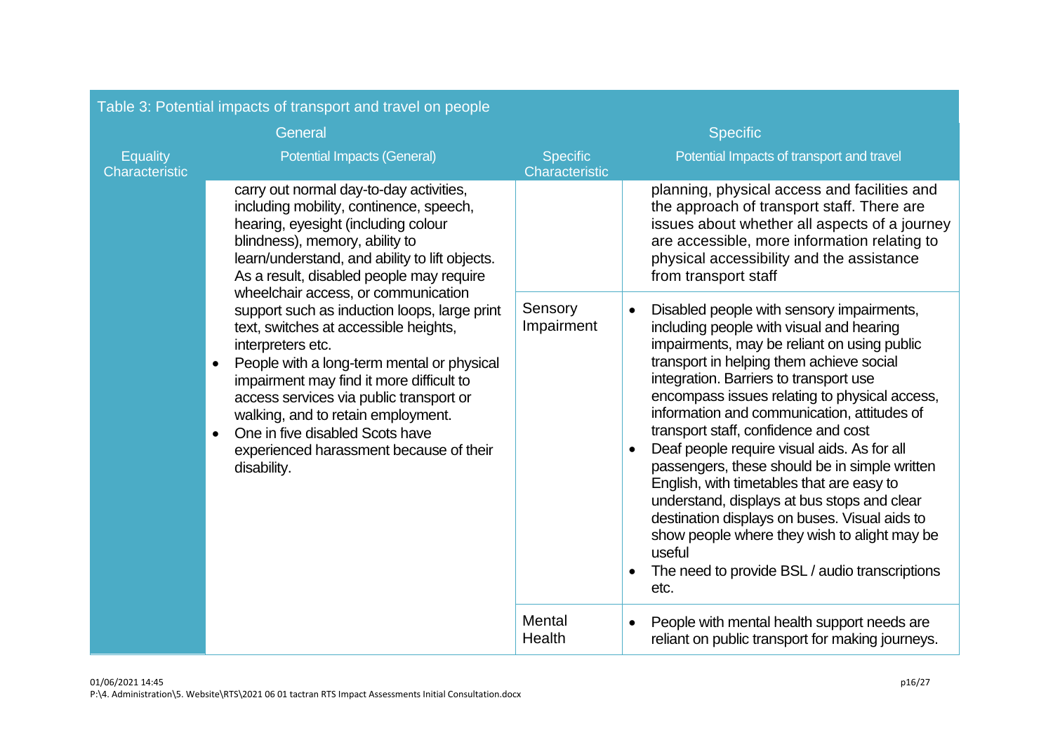| Table 3: Potential impacts of transport and travel on people | | | |
|---|---|---|---|
| General | | Specific | |
| Equality Characteristic | Potential Impacts (General) | Specific Characteristic | Potential Impacts of transport and travel |
| | carry out normal day-to-day activities, including mobility, continence, speech, hearing, eyesight (including colour blindness), memory, ability to learn/understand, and ability to lift objects. As a result, disabled people may require wheelchair access, or communication support such as induction loops, large print text, switches at accessible heights, interpreters etc.<br>• People with a long-term mental or physical impairment may find it more difficult to access services via public transport or walking, and to retain employment.<br>• One in five disabled Scots have experienced harassment because of their disability. | | planning, physical access and facilities and the approach of transport staff. There are issues about whether all aspects of a journey are accessible, more information relating to physical accessibility and the assistance from transport staff |
| | | Sensory Impairment | • Disabled people with sensory impairments, including people with visual and hearing impairments, may be reliant on using public transport in helping them achieve social integration. Barriers to transport use encompass issues relating to physical access, information and communication, attitudes of transport staff, confidence and cost<br>• Deaf people require visual aids. As for all passengers, these should be in simple written English, with timetables that are easy to understand, displays at bus stops and clear destination displays on buses. Visual aids to show people where they wish to alight may be useful<br>• The need to provide BSL / audio transcriptions etc. |
| | | Mental Health | • People with mental health support needs are reliant on public transport for making journeys. |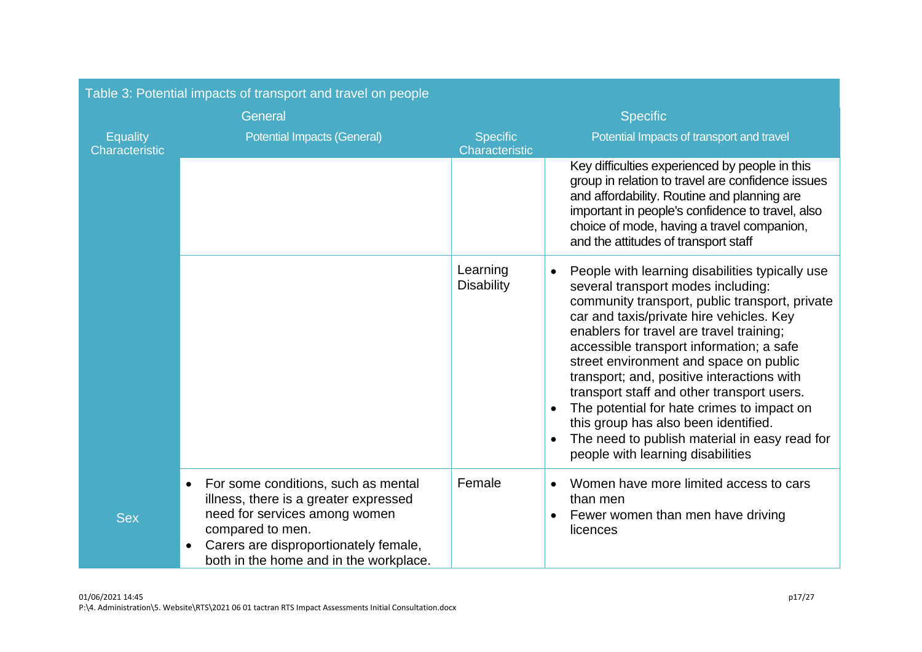| Table 3: Potential impacts of transport and travel on people | | | |
|---|---|---|---|
| General | | Specific | |
| Equality Characteristic | Potential Impacts (General) | Specific Characteristic | Potential Impacts of transport and travel |
| | | | Key difficulties experienced by people in this group in relation to travel are confidence issues and affordability. Routine and planning are important in people's confidence to travel, also choice of mode, having a travel companion, and the attitudes of transport staff |
| | | Learning Disability | • People with learning disabilities typically use several transport modes including: community transport, public transport, private car and taxis/private hire vehicles. Key enablers for travel are travel training; accessible transport information; a safe street environment and space on public transport; and, positive interactions with transport staff and other transport users.<br>• The potential for hate crimes to impact on this group has also been identified.<br>• The need to publish material in easy read for people with learning disabilities |
| Sex | • For some conditions, such as mental illness, there is a greater expressed need for services among women compared to men.<br>• Carers are disproportionately female, both in the home and in the workplace. | Female | • Women have more limited access to cars than men<br>• Fewer women than men have driving licences |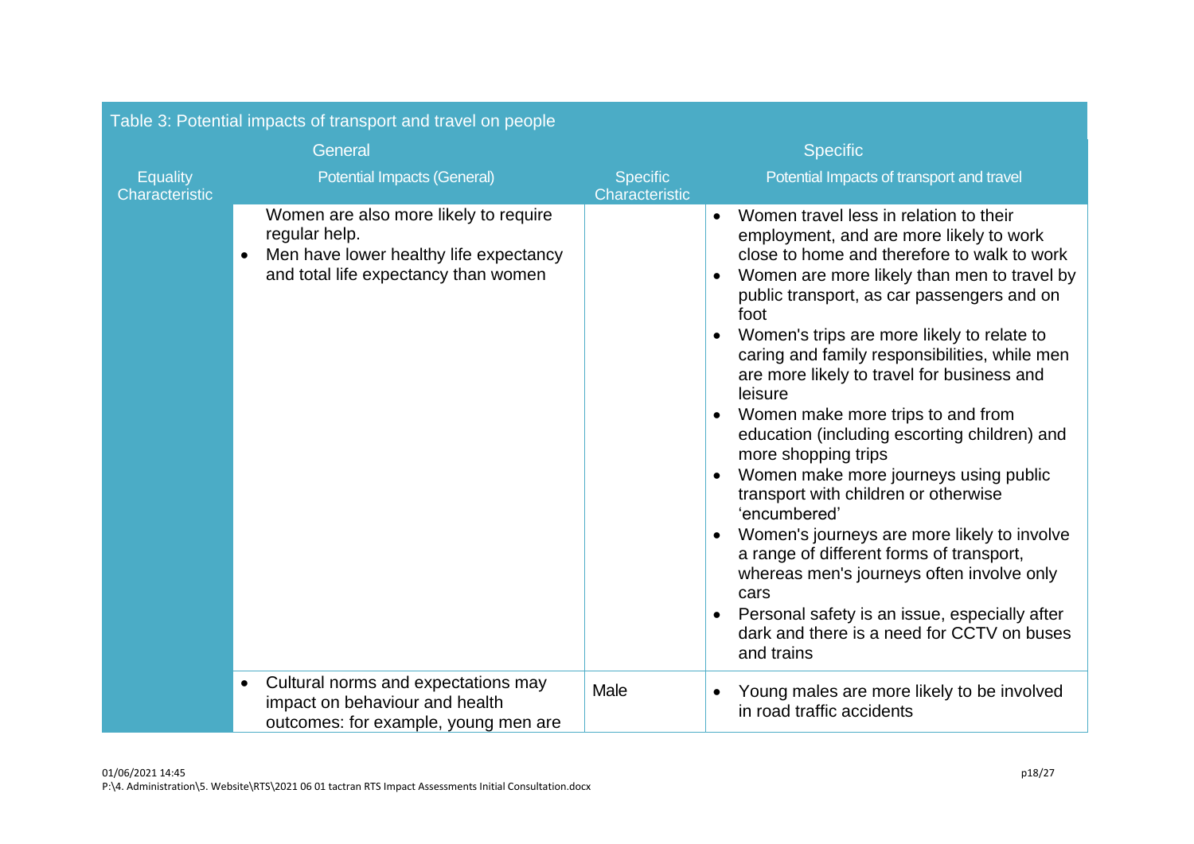Table 3: Potential impacts of transport and travel on people

| General | | Specific | |
|---|---|---|---|
| Equality Characteristic | Potential Impacts (General) | Specific Characteristic | Potential Impacts of transport and travel |
| | Women are also more likely to require regular help.<br>• Men have lower healthy life expectancy and total life expectancy than women | | • Women travel less in relation to their employment, and are more likely to work close to home and therefore to walk to work<br>• Women are more likely than men to travel by public transport, as car passengers and on foot<br>• Women's trips are more likely to relate to caring and family responsibilities, while men are more likely to travel for business and leisure<br>• Women make more trips to and from education (including escorting children) and more shopping trips<br>• Women make more journeys using public transport with children or otherwise 'encumbered'<br>• Women's journeys are more likely to involve a range of different forms of transport, whereas men's journeys often involve only cars<br>• Personal safety is an issue, especially after dark and there is a need for CCTV on buses and trains |
| | • Cultural norms and expectations may impact on behaviour and health outcomes: for example, young men are | Male | • Young males are more likely to be involved in road traffic accidents |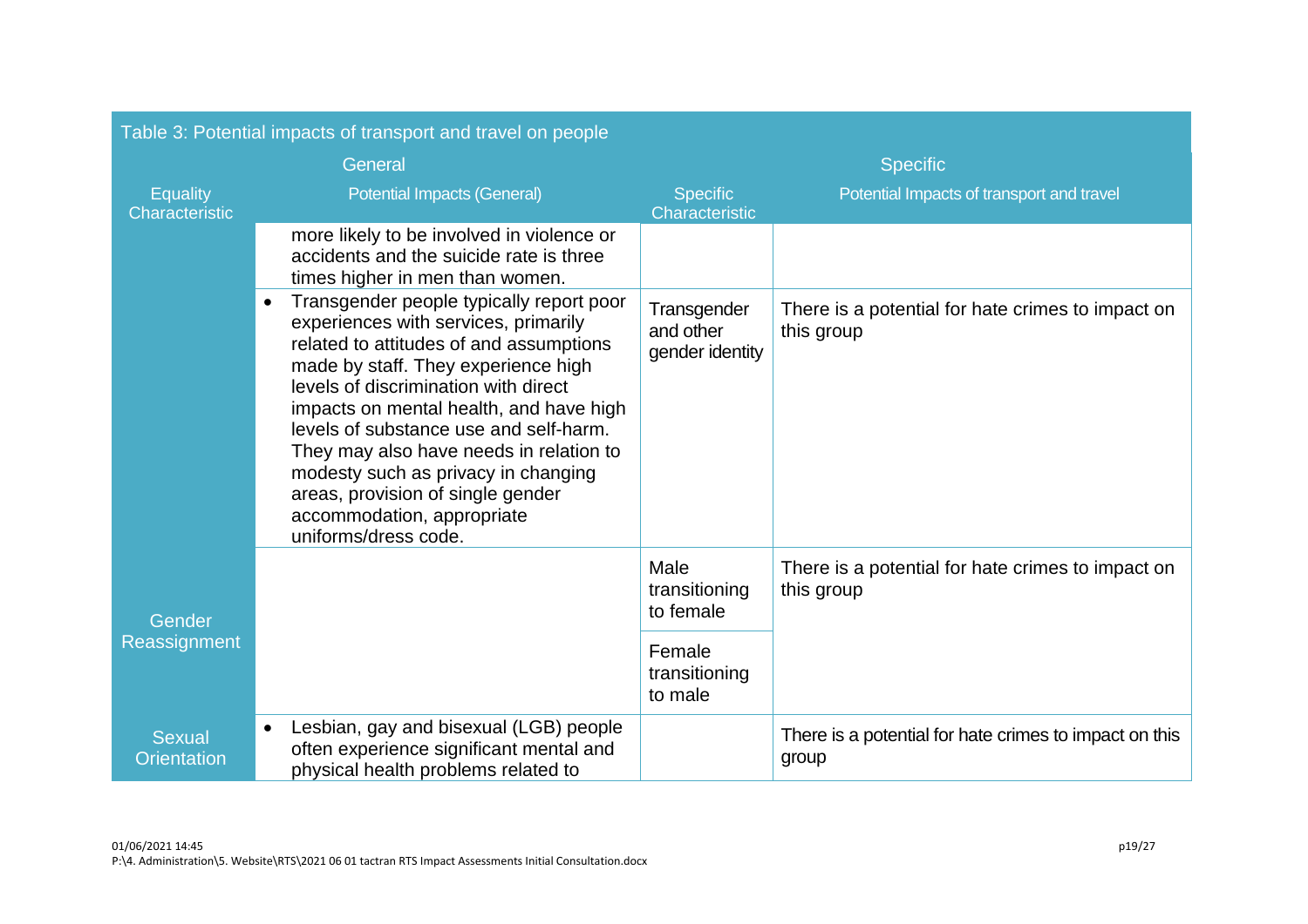| Table 3: Potential impacts of transport and travel on people | | | |
|---|---|---|---|
| General | | Specific | |
| Equality Characteristic | Potential Impacts (General) | Specific Characteristic | Potential Impacts of transport and travel |
| | more likely to be involved in violence or accidents and the suicide rate is three times higher in men than women. | | |
| Gender Reassignment | • Transgender people typically report poor experiences with services, primarily related to attitudes of and assumptions made by staff. They experience high levels of discrimination with direct impacts on mental health, and have high levels of substance use and self-harm. They may also have needs in relation to modesty such as privacy in changing areas, provision of single gender accommodation, appropriate uniforms/dress code. | Transgender and other gender identity | There is a potential for hate crimes to impact on this group |
| | | Male transitioning to female | There is a potential for hate crimes to impact on this group |
| | | Female transitioning to male | |
| Sexual Orientation | • Lesbian, gay and bisexual (LGB) people often experience significant mental and physical health problems related to | | There is a potential for hate crimes to impact on this group |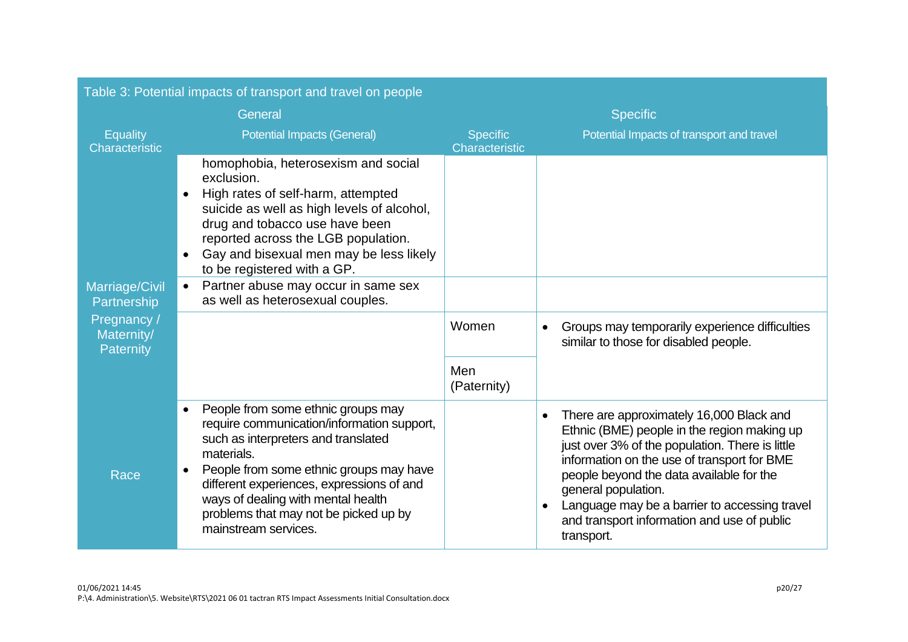Table 3: Potential impacts of transport and travel on people

| General | | Specific | |
|---|---|---|---|
| Equality Characteristic | Potential Impacts (General) | Specific Characteristic | Potential Impacts of transport and travel |
| | homophobia, heterosexism and social exclusion.<br>• High rates of self-harm, attempted suicide as well as high levels of alcohol, drug and tobacco use have been reported across the LGB population.<br>• Gay and bisexual men may be less likely to be registered with a GP. | | |
| Marriage/Civil Partnership | • Partner abuse may occur in same sex as well as heterosexual couples. | | |
| Pregnancy / Maternity/ Paternity | | Women | • Groups may temporarily experience difficulties similar to those for disabled people. |
| | | Men (Paternity) | |
| Race | • People from some ethnic groups may require communication/information support, such as interpreters and translated materials.<br>• People from some ethnic groups may have different experiences, expressions of and ways of dealing with mental health problems that may not be picked up by mainstream services. | | • There are approximately 16,000 Black and Ethnic (BME) people in the region making up just over 3% of the population. There is little information on the use of transport for BME people beyond the data available for the general population.<br>• Language may be a barrier to accessing travel and transport information and use of public transport. |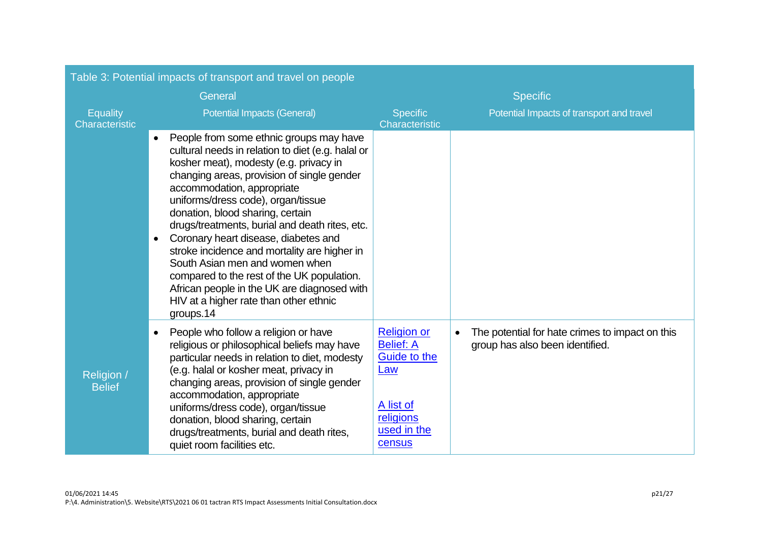| Table 3: Potential impacts of transport and travel on people | | | |
|---|---|---|---|
| General | | Specific | |
| Equality Characteristic | Potential Impacts (General) | Specific Characteristic | Potential Impacts of transport and travel |
| | • People from some ethnic groups may have cultural needs in relation to diet (e.g. halal or kosher meat), modesty (e.g. privacy in changing areas, provision of single gender accommodation, appropriate uniforms/dress code), organ/tissue donation, blood sharing, certain drugs/treatments, burial and death rites, etc.<br>• Coronary heart disease, diabetes and stroke incidence and mortality are higher in South Asian men and women when compared to the rest of the UK population. African people in the UK are diagnosed with HIV at a higher rate than other ethnic groups.14 | | |
| Religion / Belief | • People who follow a religion or have religious or philosophical beliefs may have particular needs in relation to diet, modesty (e.g. halal or kosher meat, privacy in changing areas, provision of single gender accommodation, appropriate uniforms/dress code), organ/tissue donation, blood sharing, certain drugs/treatments, burial and death rites, quiet room facilities etc. | Religion or Belief: A Guide to the Law<br><br>A list of religions used in the census | • The potential for hate crimes to impact on this group has also been identified. |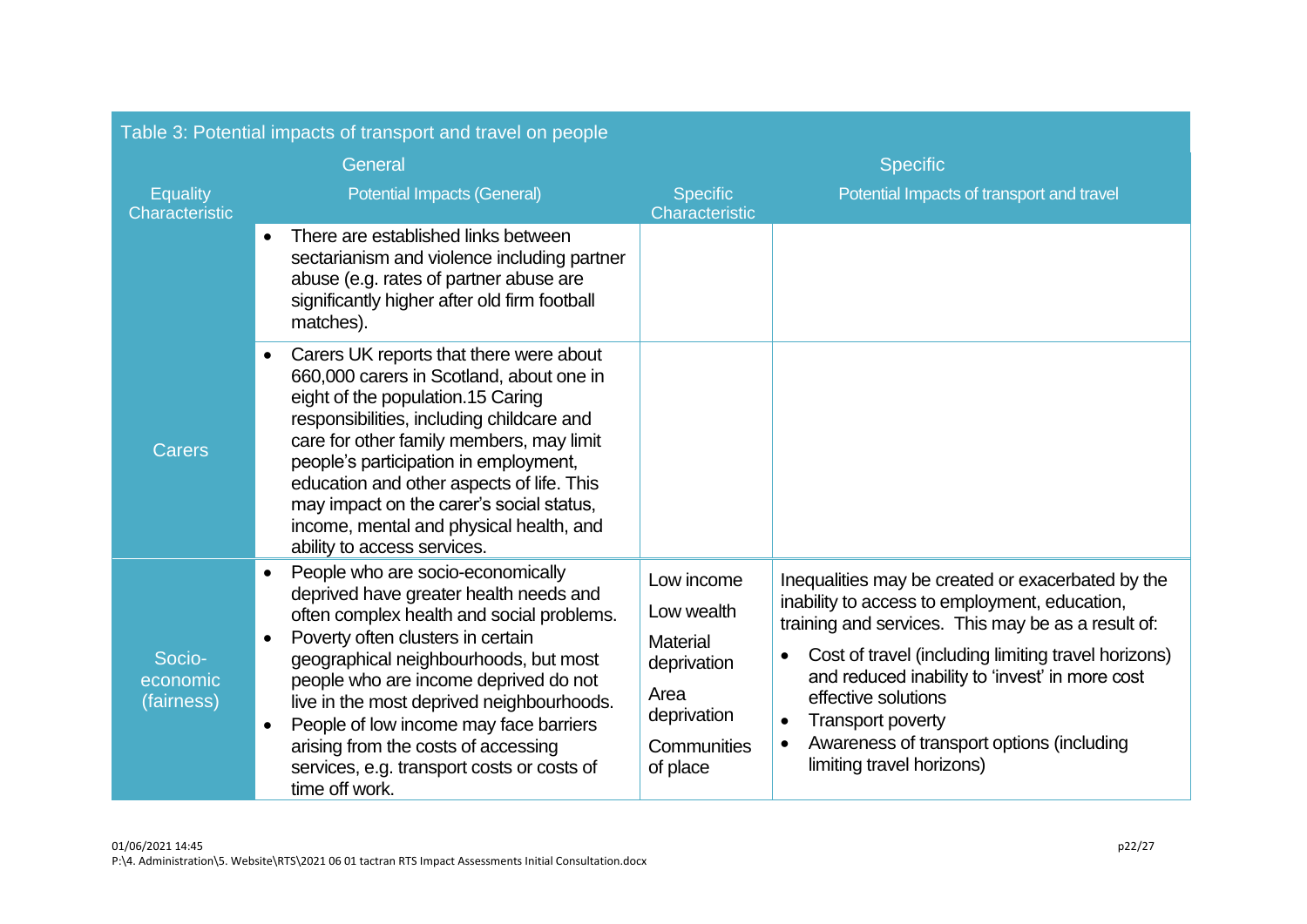Table 3: Potential impacts of transport and travel on people

| General | | Specific | |
|---|---|---|---|
| Equality Characteristic | Potential Impacts (General) | Specific Characteristic | Potential Impacts of transport and travel |
| | • There are established links between sectarianism and violence including partner abuse (e.g. rates of partner abuse are significantly higher after old firm football matches). | | |
| Carers | • Carers UK reports that there were about 660,000 carers in Scotland, about one in eight of the population.15 Caring responsibilities, including childcare and care for other family members, may limit people's participation in employment, education and other aspects of life. This may impact on the carer's social status, income, mental and physical health, and ability to access services. | | |
| Socio-economic (fairness) | • People who are socio-economically deprived have greater health needs and often complex health and social problems.<br>• Poverty often clusters in certain geographical neighbourhoods, but most people who are income deprived do not live in the most deprived neighbourhoods.<br>• People of low income may face barriers arising from the costs of accessing services, e.g. transport costs or costs of time off work. | Low income<br>Low wealth<br>Material deprivation<br>Area deprivation<br>Communities of place | Inequalities may be created or exacerbated by the inability to access to employment, education, training and services. This may be as a result of:<br>• Cost of travel (including limiting travel horizons) and reduced inability to 'invest' in more cost effective solutions<br>• Transport poverty<br>• Awareness of transport options (including limiting travel horizons) |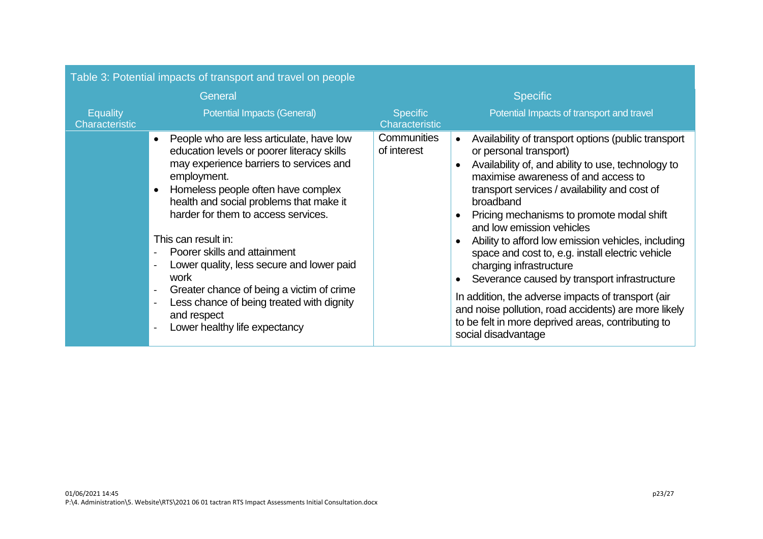| Table 3: Potential impacts of transport and travel on people | | | |
|---|---|---|---|
| General | | Specific | |
| Equality Characteristic | Potential Impacts (General) | Specific Characteristic | Potential Impacts of transport and travel |
| | • People who are less articulate, have low education levels or poorer literacy skills may experience barriers to services and employment.<br>• Homeless people often have complex health and social problems that make it harder for them to access services.<br><br>This can result in:<br>- Poorer skills and attainment<br>- Lower quality, less secure and lower paid work<br>- Greater chance of being a victim of crime<br>- Less chance of being treated with dignity and respect<br>- Lower healthy life expectancy | Communities of interest | • Availability of transport options (public transport or personal transport)<br>• Availability of, and ability to use, technology to maximise awareness of and access to transport services / availability and cost of broadband<br>• Pricing mechanisms to promote modal shift and low emission vehicles<br>• Ability to afford low emission vehicles, including space and cost to, e.g. install electric vehicle charging infrastructure<br>• Severance caused by transport infrastructure<br><br>In addition, the adverse impacts of transport (air and noise pollution, road accidents) are more likely to be felt in more deprived areas, contributing to social disadvantage |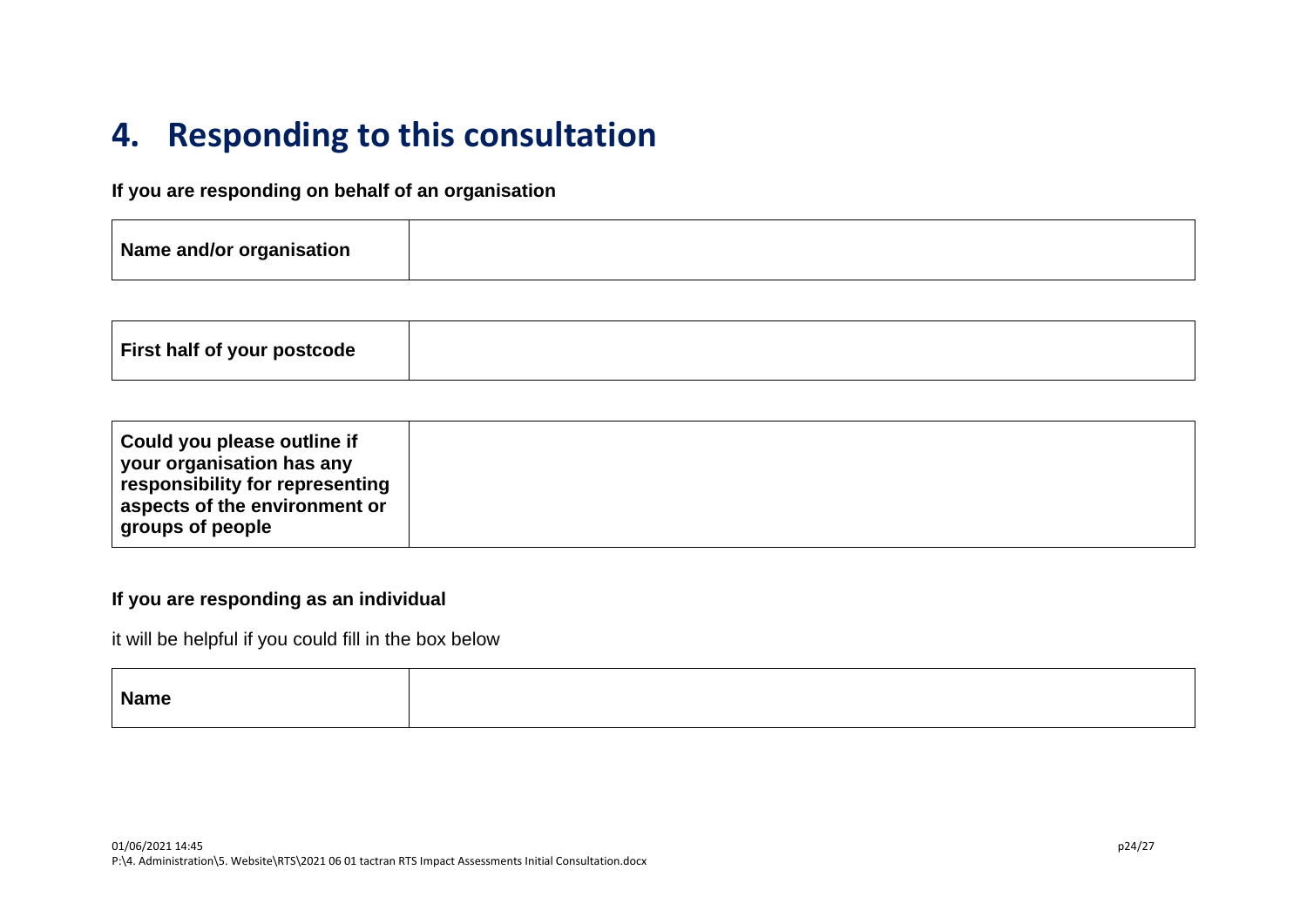# 4. Responding to this consultation

**If you are responding on behalf of an organisation**

| **Name and/or organisation** | |
|---|---|

| **First half of your postcode** | |
|---|---|

| **Could you please outline if your organisation has any responsibility for representing aspects of the environment or groups of people** | |
|---|---|

**If you are responding as an individual**

it will be helpful if you could fill in the box below

| **Name** | |
|---|---|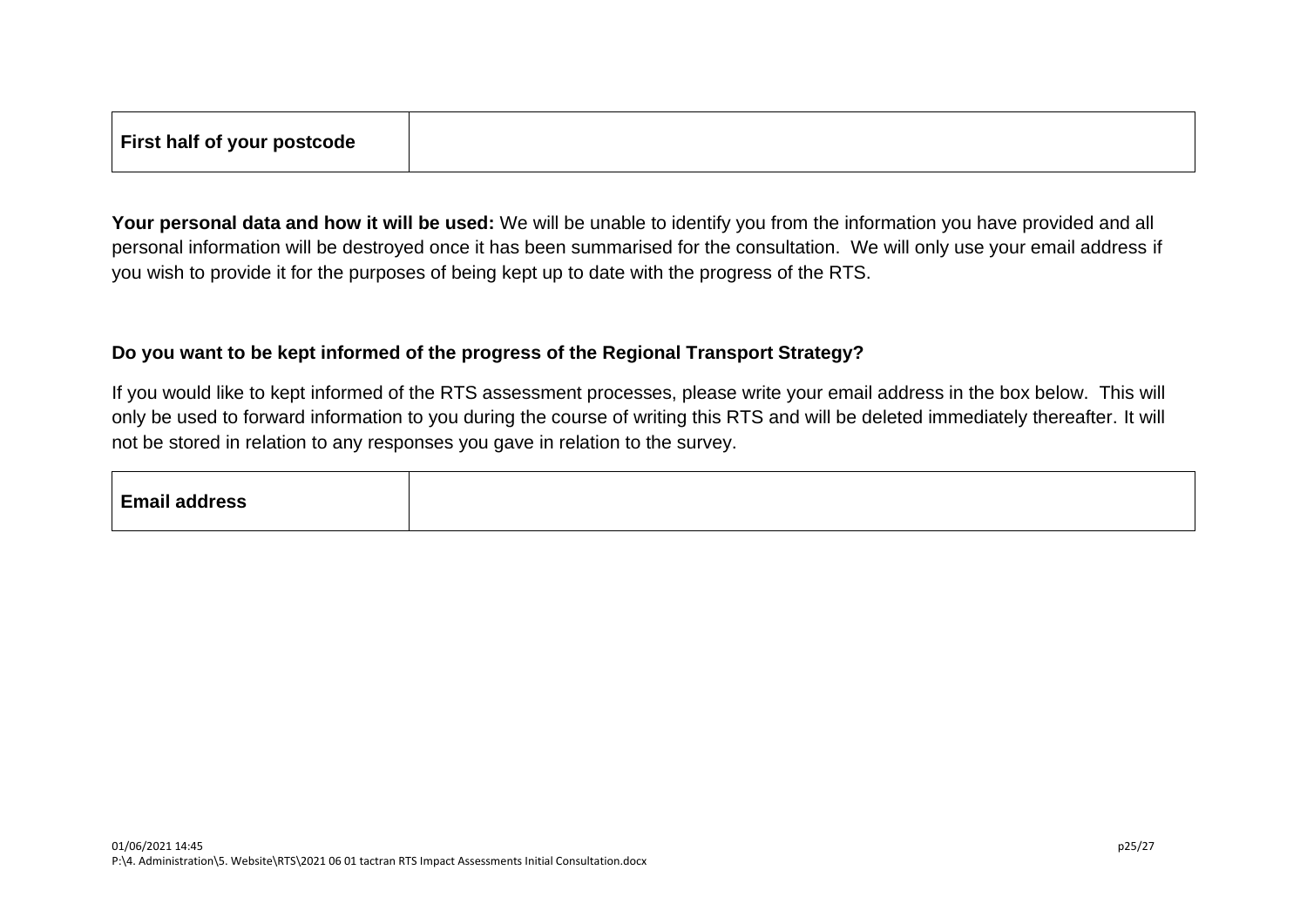| First half of your postcode | |
|---|---|

**Your personal data and how it will be used:** We will be unable to identify you from the information you have provided and all personal information will be destroyed once it has been summarised for the consultation. We will only use your email address if you wish to provide it for the purposes of being kept up to date with the progress of the RTS.

**Do you want to be kept informed of the progress of the Regional Transport Strategy?**

If you would like to kept informed of the RTS assessment processes, please write your email address in the box below. This will only be used to forward information to you during the course of writing this RTS and will be deleted immediately thereafter. It will not be stored in relation to any responses you gave in relation to the survey.

| Email address | |
|---|---|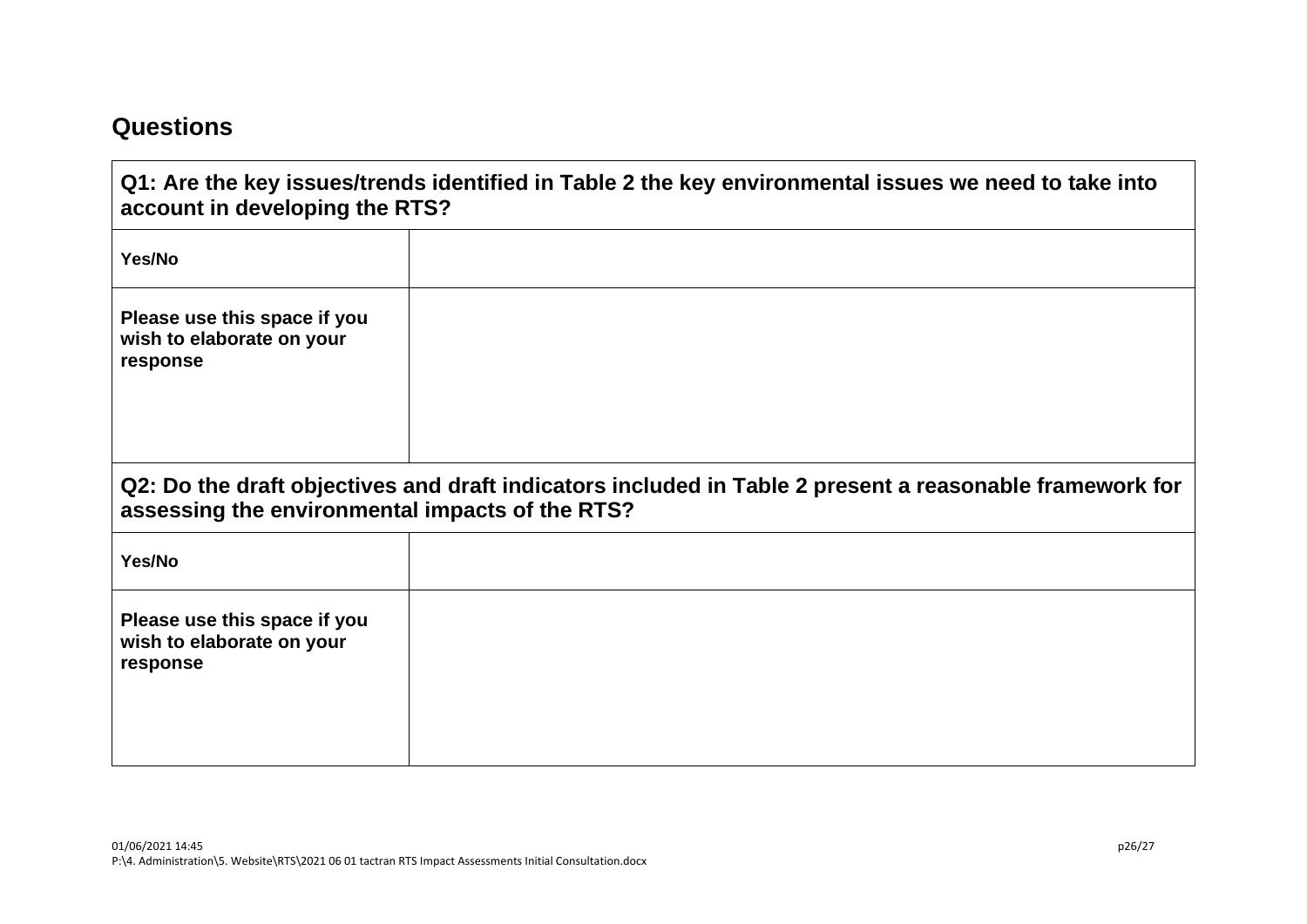## Questions

| **Q1: Are the key issues/trends identified in Table 2 the key environmental issues we need to take into account in developing the RTS?** | |
|---|---|
| **Yes/No** | |
| **Please use this space if you wish to elaborate on your response** | |

| **Q2: Do the draft objectives and draft indicators included in Table 2 present a reasonable framework for assessing the environmental impacts of the RTS?** | |
|---|---|
| **Yes/No** | |
| **Please use this space if you wish to elaborate on your response** | |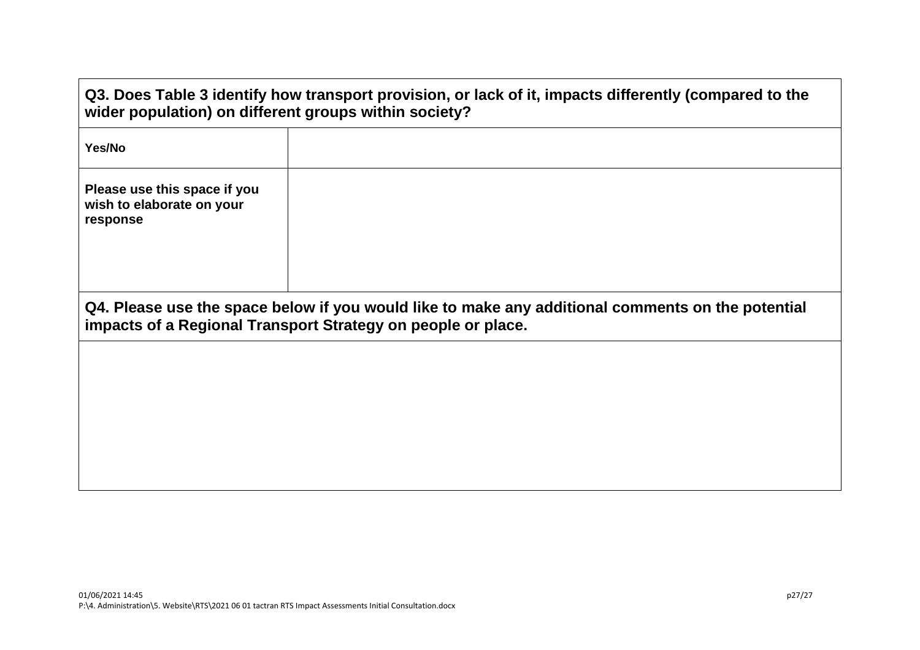**Q3. Does Table 3 identify how transport provision, or lack of it, impacts differently (compared to the wider population) on different groups within society?**

| | |
|---|---|
| **Yes/No** | |
| **Please use this space if you wish to elaborate on your response** | |

**Q4. Please use the space below if you would like to make any additional comments on the potential impacts of a Regional Transport Strategy on people or place.**

| |
|---|
| |

01/06/2021 14:45
P:\4. Administration\5. Website\RTS\2021 06 01 tactran RTS Impact Assessments Initial Consultation.docx